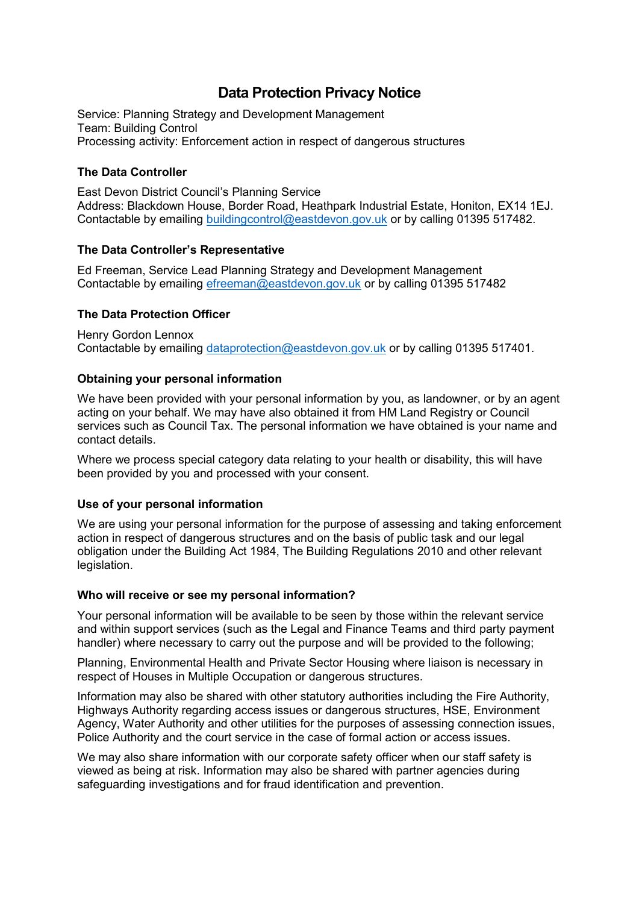# Data Protection Privacy Notice

Service: Planning Strategy and Development Management
Team: Building Control
Processing activity: Enforcement action in respect of dangerous structures

### The Data Controller

East Devon District Council's Planning Service
Address: Blackdown House, Border Road, Heathpark Industrial Estate, Honiton, EX14 1EJ.
Contactable by emailing buildingcontrol@eastdevon.gov.uk or by calling 01395 517482.

### The Data Controller's Representative

Ed Freeman, Service Lead Planning Strategy and Development Management
Contactable by emailing efreeman@eastdevon.gov.uk or by calling 01395 517482

### The Data Protection Officer

Henry Gordon Lennox
Contactable by emailing dataprotection@eastdevon.gov.uk or by calling 01395 517401.

### Obtaining your personal information

We have been provided with your personal information by you, as landowner, or by an agent acting on your behalf. We may have also obtained it from HM Land Registry or Council services such as Council Tax. The personal information we have obtained is your name and contact details.

Where we process special category data relating to your health or disability, this will have been provided by you and processed with your consent.

### Use of your personal information

We are using your personal information for the purpose of assessing and taking enforcement action in respect of dangerous structures and on the basis of public task and our legal obligation under the Building Act 1984, The Building Regulations 2010 and other relevant legislation.

### Who will receive or see my personal information?

Your personal information will be available to be seen by those within the relevant service and within support services (such as the Legal and Finance Teams and third party payment handler) where necessary to carry out the purpose and will be provided to the following;

Planning, Environmental Health and Private Sector Housing where liaison is necessary in respect of Houses in Multiple Occupation or dangerous structures.

Information may also be shared with other statutory authorities including the Fire Authority, Highways Authority regarding access issues or dangerous structures, HSE, Environment Agency, Water Authority and other utilities for the purposes of assessing connection issues, Police Authority and the court service in the case of formal action or access issues.

We may also share information with our corporate safety officer when our staff safety is viewed as being at risk. Information may also be shared with partner agencies during safeguarding investigations and for fraud identification and prevention.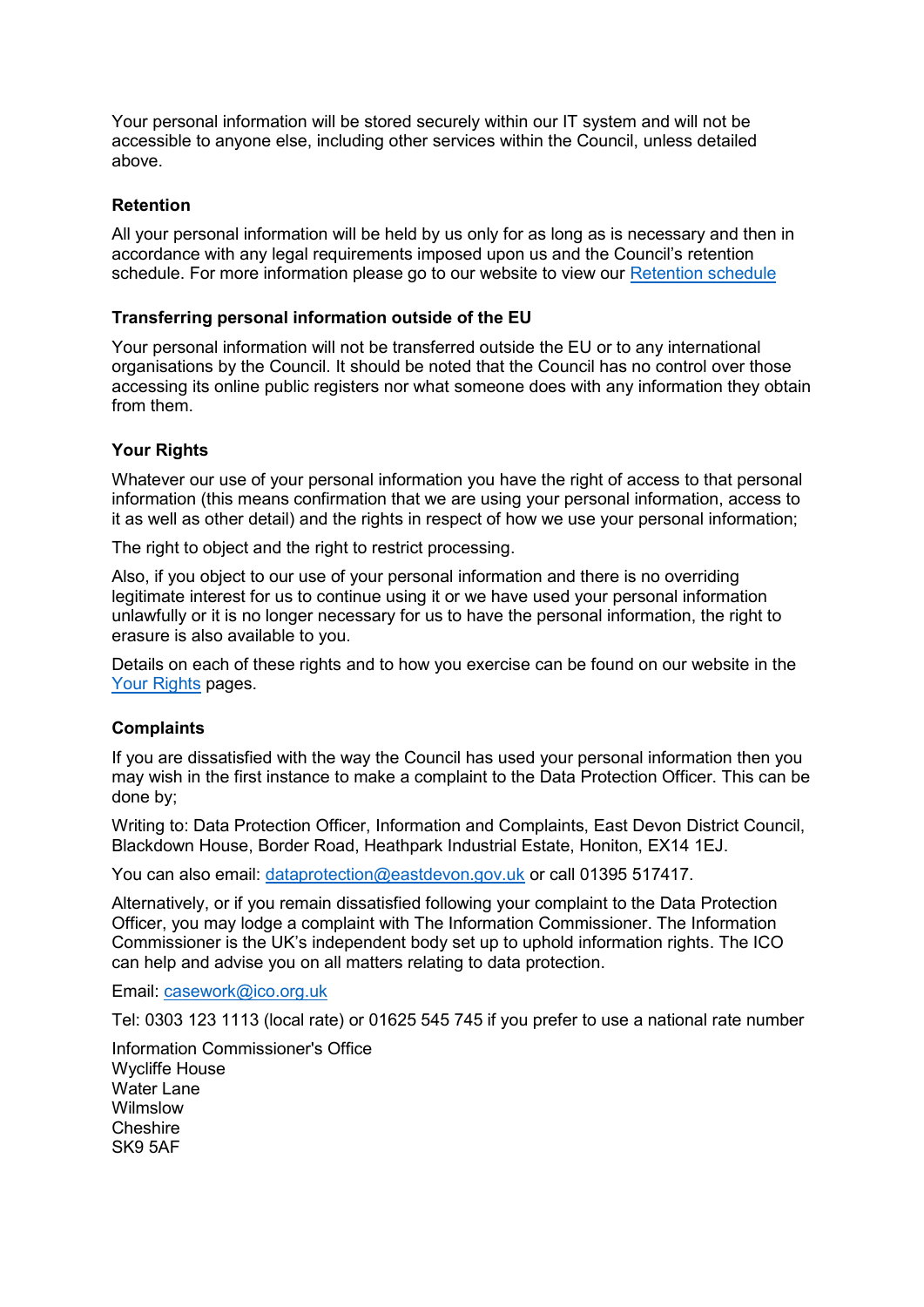Your personal information will be stored securely within our IT system and will not be accessible to anyone else, including other services within the Council, unless detailed above.

### Retention

All your personal information will be held by us only for as long as is necessary and then in accordance with any legal requirements imposed upon us and the Council's retention schedule. For more information please go to our website to view our Retention schedule

### Transferring personal information outside of the EU

Your personal information will not be transferred outside the EU or to any international organisations by the Council. It should be noted that the Council has no control over those accessing its online public registers nor what someone does with any information they obtain from them.

### Your Rights

Whatever our use of your personal information you have the right of access to that personal information (this means confirmation that we are using your personal information, access to it as well as other detail) and the rights in respect of how we use your personal information;

The right to object and the right to restrict processing.

Also, if you object to our use of your personal information and there is no overriding legitimate interest for us to continue using it or we have used your personal information unlawfully or it is no longer necessary for us to have the personal information, the right to erasure is also available to you.

Details on each of these rights and to how you exercise can be found on our website in the Your Rights pages.

### Complaints

If you are dissatisfied with the way the Council has used your personal information then you may wish in the first instance to make a complaint to the Data Protection Officer. This can be done by;

Writing to: Data Protection Officer, Information and Complaints, East Devon District Council, Blackdown House, Border Road, Heathpark Industrial Estate, Honiton, EX14 1EJ.

You can also email: dataprotection@eastdevon.gov.uk or call 01395 517417.

Alternatively, or if you remain dissatisfied following your complaint to the Data Protection Officer, you may lodge a complaint with The Information Commissioner. The Information Commissioner is the UK's independent body set up to uphold information rights. The ICO can help and advise you on all matters relating to data protection.

Email: casework@ico.org.uk

Tel: 0303 123 1113 (local rate) or 01625 545 745 if you prefer to use a national rate number

Information Commissioner's Office
Wycliffe House
Water Lane
Wilmslow
Cheshire
SK9 5AF